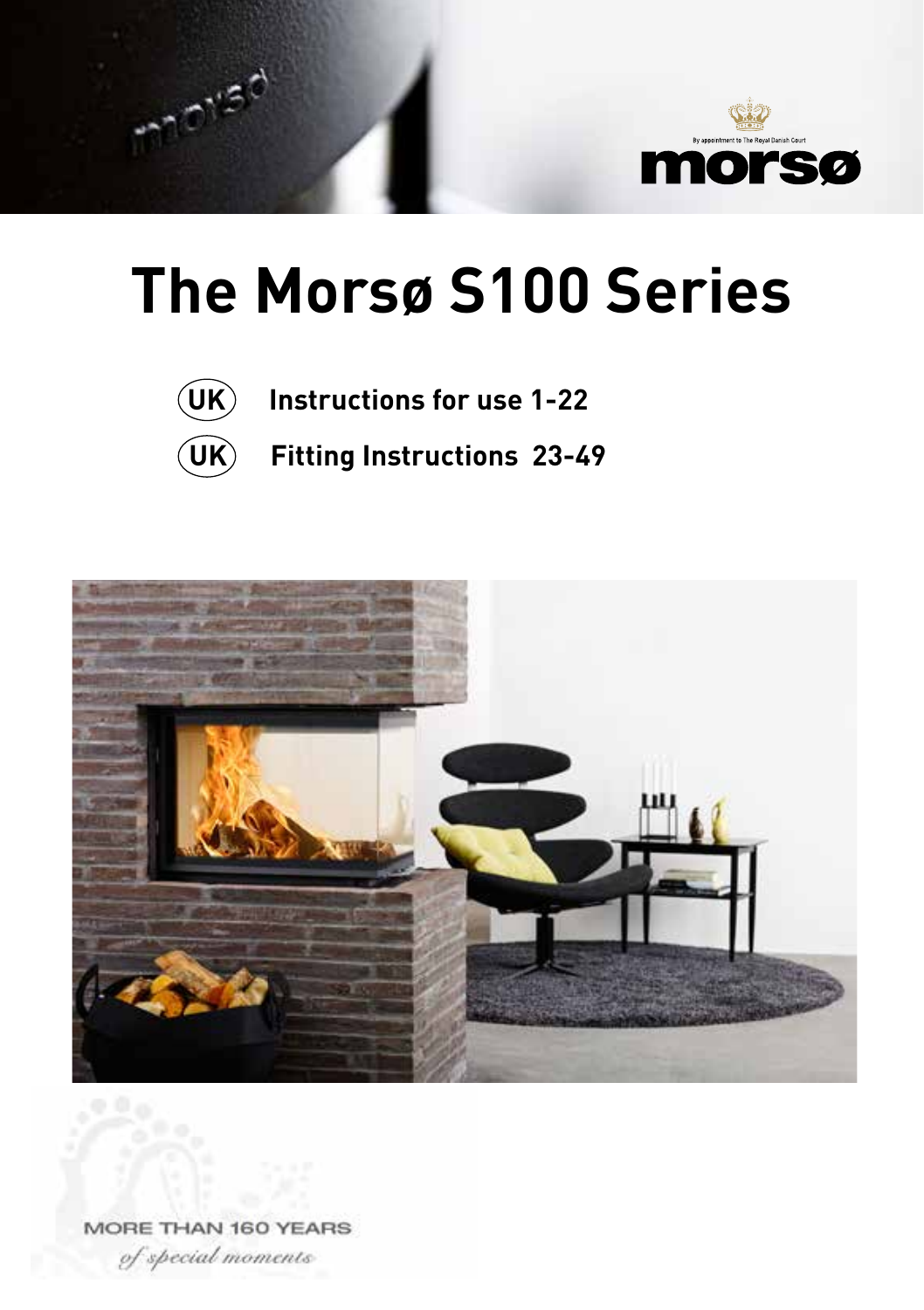morsø

By appointment to The Royal Danish Court

# The Morsø S100 Series

UK Instructions for use 1-22

UK Fitting Instructions 23-49

MORE THAN 160 YEARS

*of special moments*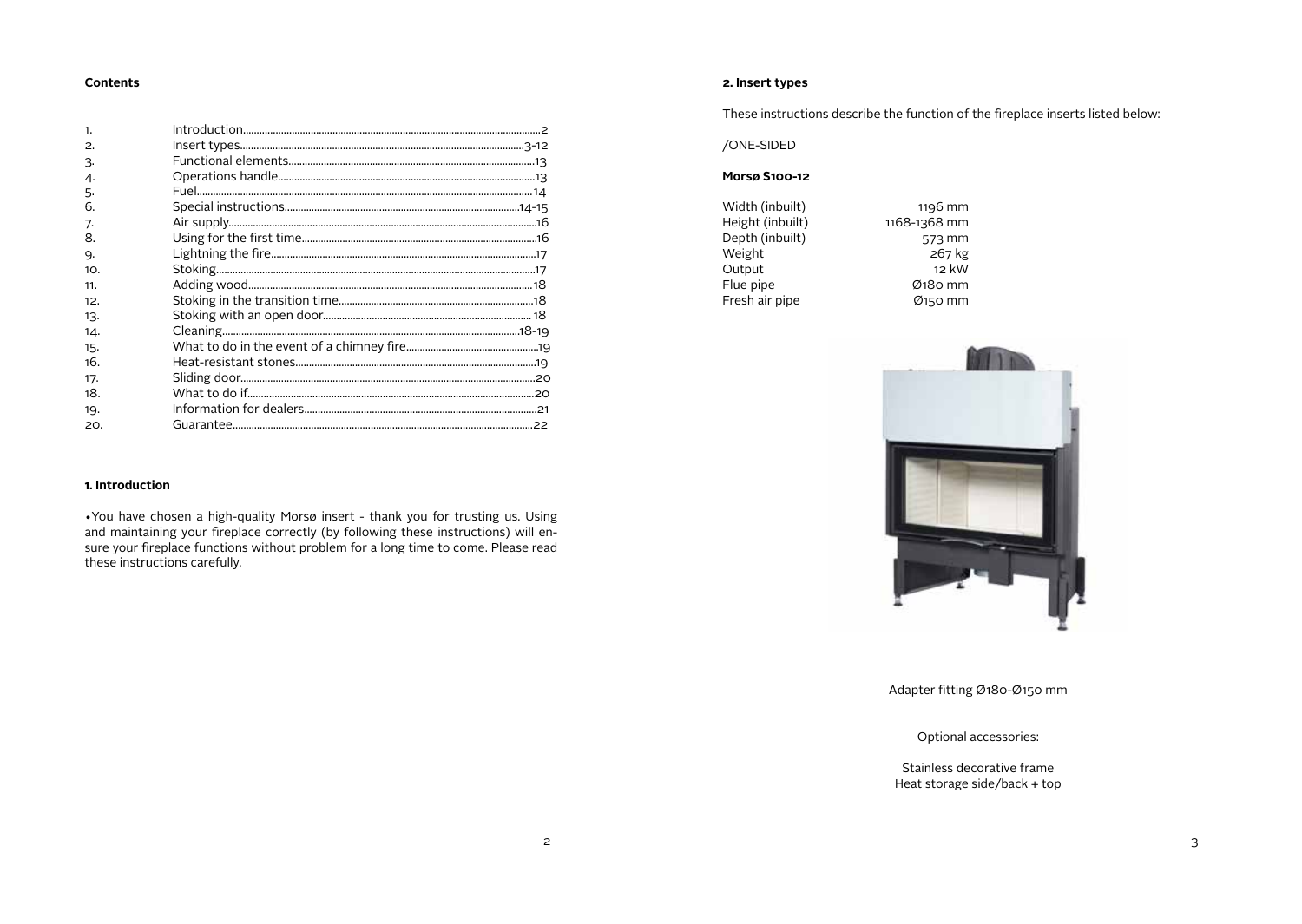**Contents**

| | | |
|---|---|---|
| 1. | Introduction | 2 |
| 2. | Insert types | 3-12 |
| 3. | Functional elements | 13 |
| 4. | Operations handle | 13 |
| 5. | Fuel | 14 |
| 6. | Special instructions | 14-15 |
| 7. | Air supply | 16 |
| 8. | Using for the first time | 16 |
| 9. | Lightning the fire | 17 |
| 10. | Stoking | 17 |
| 11. | Adding wood | 18 |
| 12. | Stoking in the transition time | 18 |
| 13. | Stoking with an open door | 18 |
| 14. | Cleaning | 18-19 |
| 15. | What to do in the event of a chimney fire | 19 |
| 16. | Heat-resistant stones | 19 |
| 17. | Sliding door | 20 |
| 18. | What to do if | 20 |
| 19. | Information for dealers | 21 |
| 20. | Guarantee | 22 |

## 1. Introduction

•You have chosen a high-quality Morsø insert - thank you for trusting us. Using and maintaining your fireplace correctly (by following these instructions) will ensure your fireplace functions without problem for a long time to come. Please read these instructions carefully.

## 2. Insert types

These instructions describe the function of the fireplace inserts listed below:

/ONE-SIDED

**Morsø S100-12**

| | |
|---|---|
| Width (inbuilt) | 1196 mm |
| Height (inbuilt) | 1168-1368 mm |
| Depth (inbuilt) | 573 mm |
| Weight | 267 kg |
| Output | 12 kW |
| Flue pipe | Ø180 mm |
| Fresh air pipe | Ø150 mm |

Adapter fitting Ø180-Ø150 mm

Optional accessories:

Stainless decorative frame
Heat storage side/back + top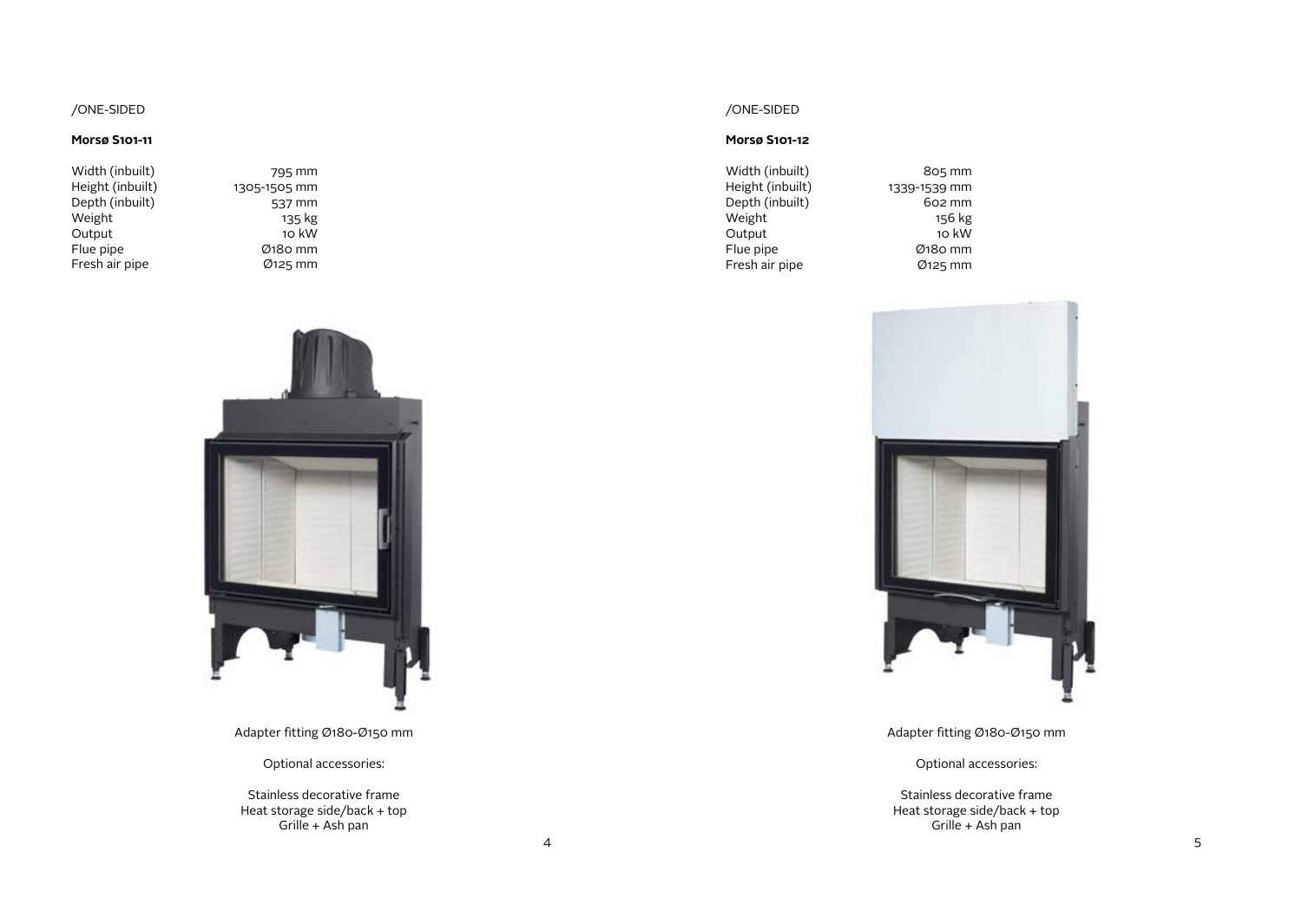/ONE-SIDED

**Morsø S101-11**

| | |
|---|---|
| Width (inbuilt) | 795 mm |
| Height (inbuilt) | 1305-1505 mm |
| Depth (inbuilt) | 537 mm |
| Weight | 135 kg |
| Output | 10 kW |
| Flue pipe | Ø180 mm |
| Fresh air pipe | Ø125 mm |

Adapter fitting Ø180-Ø150 mm

Optional accessories:

Stainless decorative frame
Heat storage side/back + top
Grille + Ash pan

/ONE-SIDED

**Morsø S101-12**

| | |
|---|---|
| Width (inbuilt) | 805 mm |
| Height (inbuilt) | 1339-1539 mm |
| Depth (inbuilt) | 602 mm |
| Weight | 156 kg |
| Output | 10 kW |
| Flue pipe | Ø180 mm |
| Fresh air pipe | Ø125 mm |

Adapter fitting Ø180-Ø150 mm

Optional accessories:

Stainless decorative frame
Heat storage side/back + top
Grille + Ash pan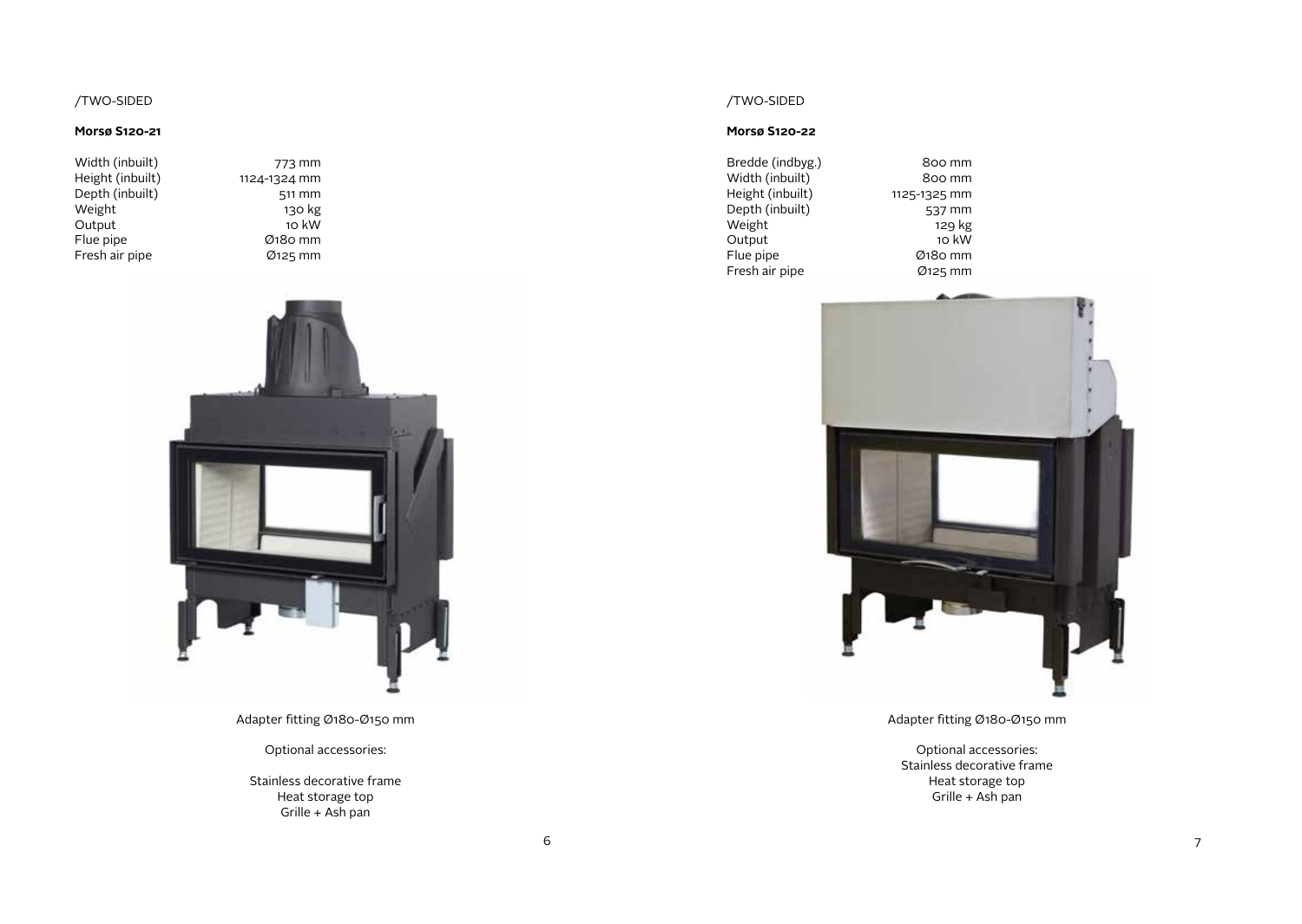/TWO-SIDED

**Morsø S120-21**

| | |
|---|---|
| Width (inbuilt) | 773 mm |
| Height (inbuilt) | 1124-1324 mm |
| Depth (inbuilt) | 511 mm |
| Weight | 130 kg |
| Output | 10 kW |
| Flue pipe | Ø180 mm |
| Fresh air pipe | Ø125 mm |

Adapter fitting Ø180-Ø150 mm

Optional accessories:

Stainless decorative frame
Heat storage top
Grille + Ash pan

/TWO-SIDED

**Morsø S120-22**

| | |
|---|---|
| Bredde (indbyg.) | 800 mm |
| Width (inbuilt) | 800 mm |
| Height (inbuilt) | 1125-1325 mm |
| Depth (inbuilt) | 537 mm |
| Weight | 129 kg |
| Output | 10 kW |
| Flue pipe | Ø180 mm |
| Fresh air pipe | Ø125 mm |

Adapter fitting Ø180-Ø150 mm

Optional accessories:
Stainless decorative frame
Heat storage top
Grille + Ash pan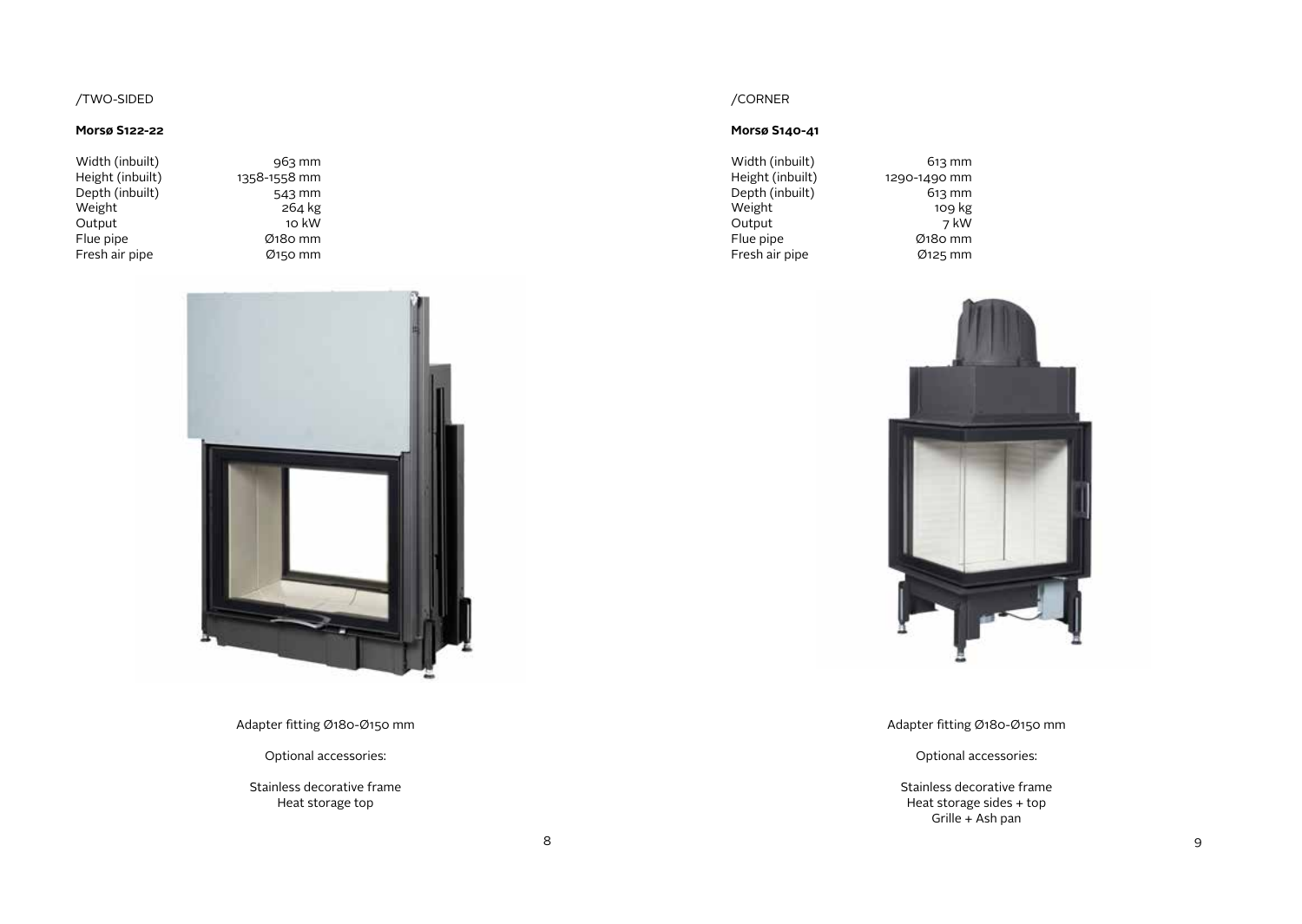/TWO-SIDED

**Morsø S122-22**

| Width (inbuilt) | 963 mm |
|---|---|
| Height (inbuilt) | 1358-1558 mm |
| Depth (inbuilt) | 543 mm |
| Weight | 264 kg |
| Output | 10 kW |
| Flue pipe | Ø180 mm |
| Fresh air pipe | Ø150 mm |

Adapter fitting Ø180-Ø150 mm

Optional accessories:

Stainless decorative frame
Heat storage top

/CORNER

**Morsø S140-41**

| Width (inbuilt) | 613 mm |
|---|---|
| Height (inbuilt) | 1290-1490 mm |
| Depth (inbuilt) | 613 mm |
| Weight | 109 kg |
| Output | 7 kW |
| Flue pipe | Ø180 mm |
| Fresh air pipe | Ø125 mm |

Adapter fitting Ø180-Ø150 mm

Optional accessories:

Stainless decorative frame
Heat storage sides + top
Grille + Ash pan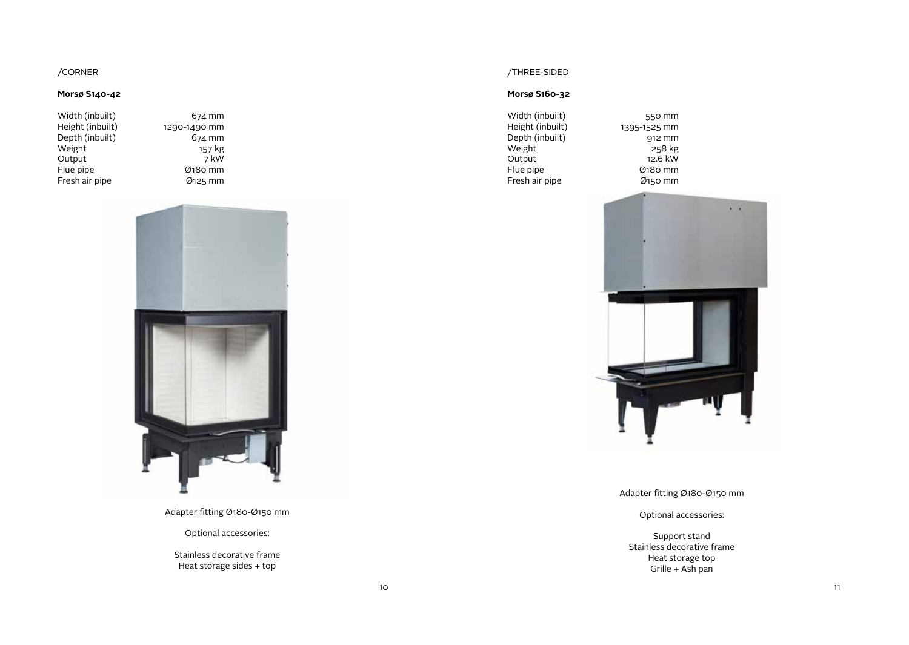/CORNER

**Morsø S140-42**

| | |
|---|---|
| Width (inbuilt) | 674 mm |
| Height (inbuilt) | 1290-1490 mm |
| Depth (inbuilt) | 674 mm |
| Weight | 157 kg |
| Output | 7 kW |
| Flue pipe | Ø180 mm |
| Fresh air pipe | Ø125 mm |

Adapter fitting Ø180-Ø150 mm

Optional accessories:

Stainless decorative frame
Heat storage sides + top

/THREE-SIDED

**Morsø S160-32**

| | |
|---|---|
| Width (inbuilt) | 550 mm |
| Height (inbuilt) | 1395-1525 mm |
| Depth (inbuilt) | 912 mm |
| Weight | 258 kg |
| Output | 12.6 kW |
| Flue pipe | Ø180 mm |
| Fresh air pipe | Ø150 mm |

Adapter fitting Ø180-Ø150 mm

Optional accessories:

Support stand
Stainless decorative frame
Heat storage top
Grille + Ash pan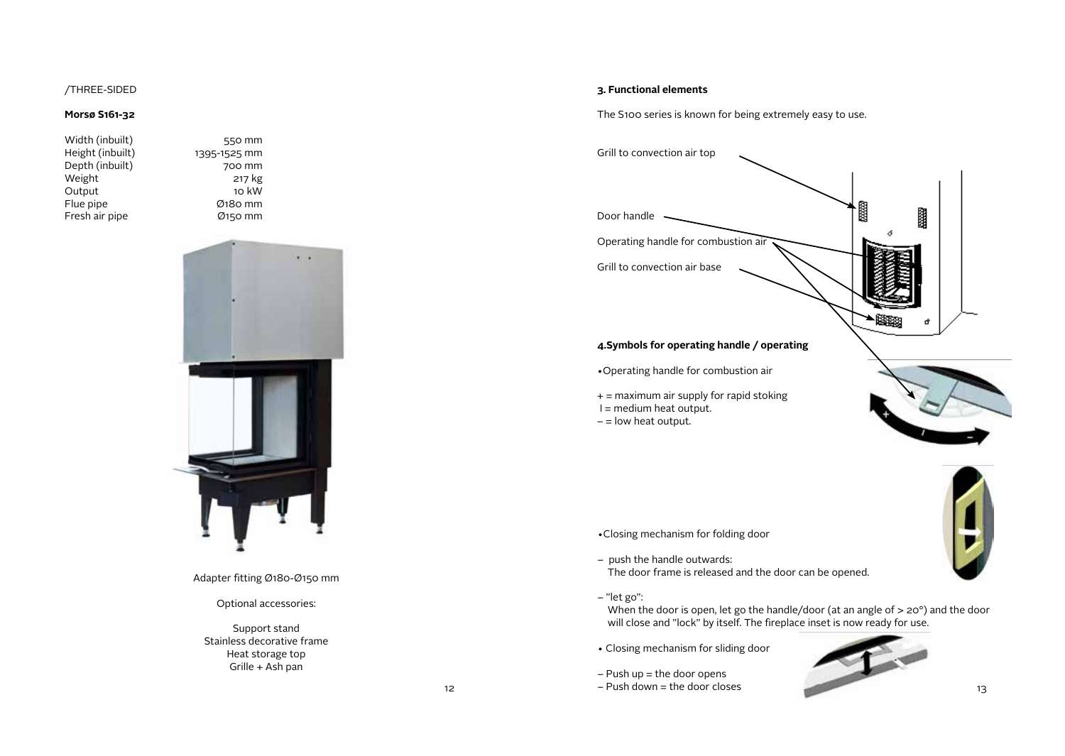/THREE-SIDED

**Morsø S161-32**

| | |
|---|---|
| Width (inbuilt) | 550 mm |
| Height (inbuilt) | 1395-1525 mm |
| Depth (inbuilt) | 700 mm |
| Weight | 217 kg |
| Output | 10 kW |
| Flue pipe | Ø180 mm |
| Fresh air pipe | Ø150 mm |

Adapter fitting Ø180-Ø150 mm

Optional accessories:

Support stand
Stainless decorative frame
Heat storage top
Grille + Ash pan

**3. Functional elements**

The S100 series is known for being extremely easy to use.

Grill to convection air top

Door handle

Operating handle for combustion air

Grill to convection air base

**4.Symbols for operating handle / operating**

- Operating handle for combustion air

+ = maximum air supply for rapid stoking
I = medium heat output.
– = low heat output.

- Closing mechanism for folding door

– push the handle outwards:
The door frame is released and the door can be opened.

– "let go":
When the door is open, let go the handle/door (at an angle of > 20°) and the door will close and "lock" by itself. The fireplace inset is now ready for use.

- Closing mechanism for sliding door

– Push up = the door opens
– Push down = the door closes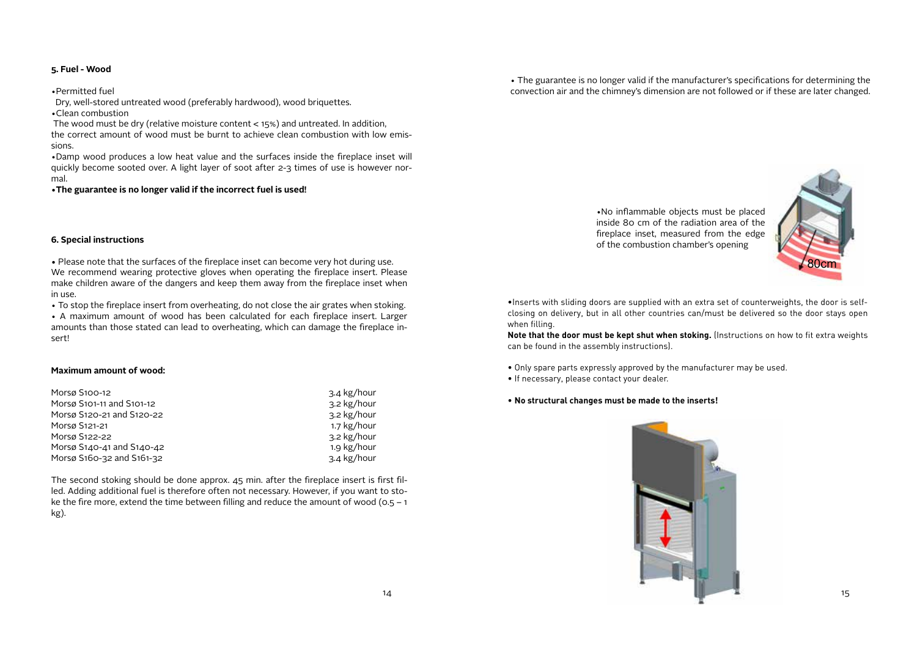## 5. Fuel - Wood

- Permitted fuel
  Dry, well-stored untreated wood (preferably hardwood), wood briquettes.
- Clean combustion
  The wood must be dry (relative moisture content < 15%) and untreated. In addition, the correct amount of wood must be burnt to achieve clean combustion with low emissions.
- Damp wood produces a low heat value and the surfaces inside the fireplace inset will quickly become sooted over. A light layer of soot after 2-3 times of use is however normal.
- **The guarantee is no longer valid if the incorrect fuel is used!**

## 6. Special instructions

- Please note that the surfaces of the fireplace inset can become very hot during use. We recommend wearing protective gloves when operating the fireplace insert. Please make children aware of the dangers and keep them away from the fireplace inset when in use.
- To stop the fireplace insert from overheating, do not close the air grates when stoking.
- A maximum amount of wood has been calculated for each fireplace insert. Larger amounts than those stated can lead to overheating, which can damage the fireplace insert!

**Maximum amount of wood:**

| | |
|---|---|
| Morsø S100-12 | 3.4 kg/hour |
| Morsø S101-11 and S101-12 | 3.2 kg/hour |
| Morsø S120-21 and S120-22 | 3.2 kg/hour |
| Morsø S121-21 | 1.7 kg/hour |
| Morsø S122-22 | 3.2 kg/hour |
| Morsø S140-41 and S140-42 | 1.9 kg/hour |
| Morsø S160-32 and S161-32 | 3.4 kg/hour |

The second stoking should be done approx. 45 min. after the fireplace insert is first filled. Adding additional fuel is therefore often not necessary. However, if you want to stoke the fire more, extend the time between filling and reduce the amount of wood (0.5 – 1 kg).

- The guarantee is no longer valid if the manufacturer's specifications for determining the convection air and the chimney's dimension are not followed or if these are later changed.

- No inflammable objects must be placed inside 80 cm of the radiation area of the fireplace inset, measured from the edge of the combustion chamber's opening

- Inserts with sliding doors are supplied with an extra set of counterweights, the door is self-closing on delivery, but in all other countries can/must be delivered so the door stays open when filling.

**Note that the door must be kept shut when stoking.** (Instructions on how to fit extra weights can be found in the assembly instructions).

- Only spare parts expressly approved by the manufacturer may be used.
- If necessary, please contact your dealer.

- **No structural changes must be made to the inserts!**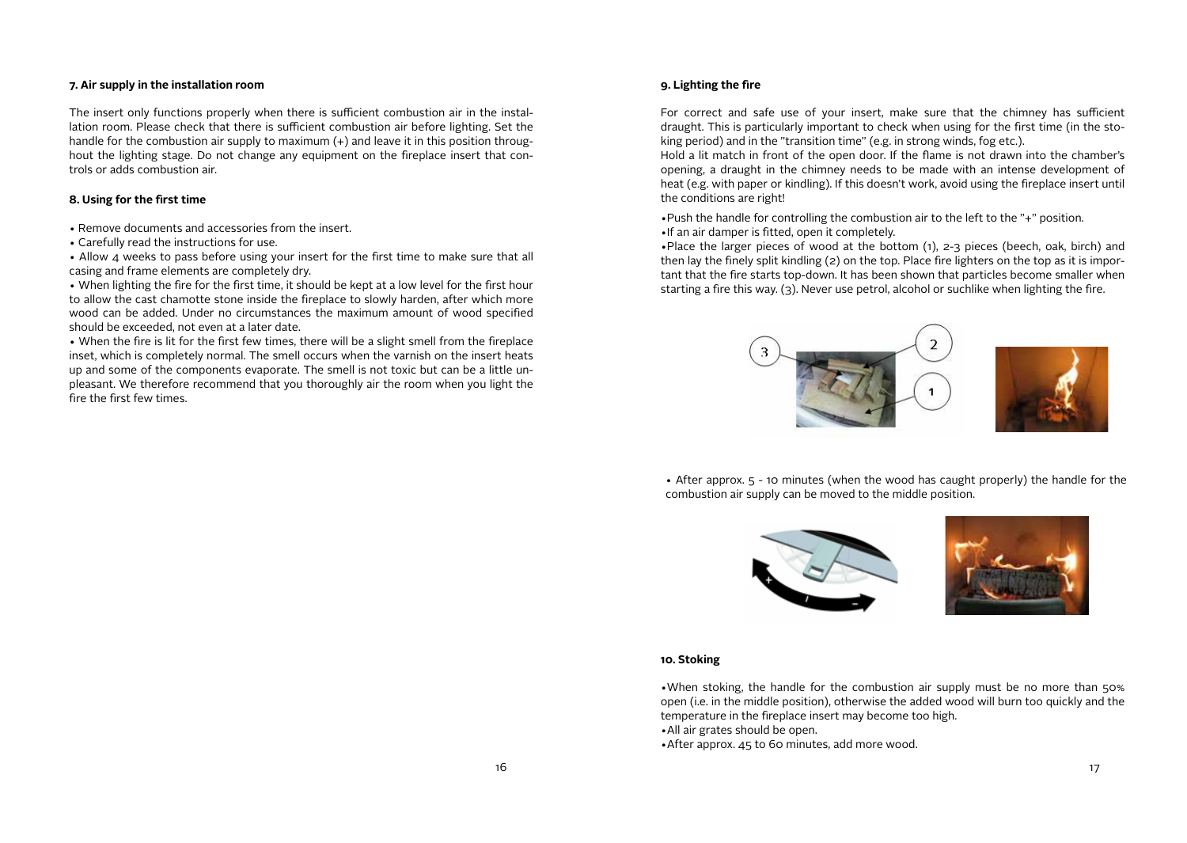### 7. Air supply in the installation room

The insert only functions properly when there is sufficient combustion air in the installation room. Please check that there is sufficient combustion air before lighting. Set the handle for the combustion air supply to maximum (+) and leave it in this position throughout the lighting stage. Do not change any equipment on the fireplace insert that controls or adds combustion air.

### 8. Using for the first time

- Remove documents and accessories from the insert.
- Carefully read the instructions for use.
- Allow 4 weeks to pass before using your insert for the first time to make sure that all casing and frame elements are completely dry.
- When lighting the fire for the first time, it should be kept at a low level for the first hour to allow the cast chamotte stone inside the fireplace to slowly harden, after which more wood can be added. Under no circumstances the maximum amount of wood specified should be exceeded, not even at a later date.
- When the fire is lit for the first few times, there will be a slight smell from the fireplace inset, which is completely normal. The smell occurs when the varnish on the insert heats up and some of the components evaporate. The smell is not toxic but can be a little unpleasant. We therefore recommend that you thoroughly air the room when you light the fire the first few times.

### 9. Lighting the fire

For correct and safe use of your insert, make sure that the chimney has sufficient draught. This is particularly important to check when using for the first time (in the stoking period) and in the "transition time" (e.g. in strong winds, fog etc.).

Hold a lit match in front of the open door. If the flame is not drawn into the chamber's opening, a draught in the chimney needs to be made with an intense development of heat (e.g. with paper or kindling). If this doesn't work, avoid using the fireplace insert until the conditions are right!

- Push the handle for controlling the combustion air to the left to the "+" position.
- If an air damper is fitted, open it completely.
- Place the larger pieces of wood at the bottom (1), 2-3 pieces (beech, oak, birch) and then lay the finely split kindling (2) on the top. Place fire lighters on the top as it is important that the fire starts top-down. It has been shown that particles become smaller when starting a fire this way. (3). Never use petrol, alcohol or suchlike when lighting the fire.

- After approx. 5 - 10 minutes (when the wood has caught properly) the handle for the combustion air supply can be moved to the middle position.

### 10. Stoking

- When stoking, the handle for the combustion air supply must be no more than 50% open (i.e. in the middle position), otherwise the added wood will burn too quickly and the temperature in the fireplace insert may become too high.
- All air grates should be open.
- After approx. 45 to 60 minutes, add more wood.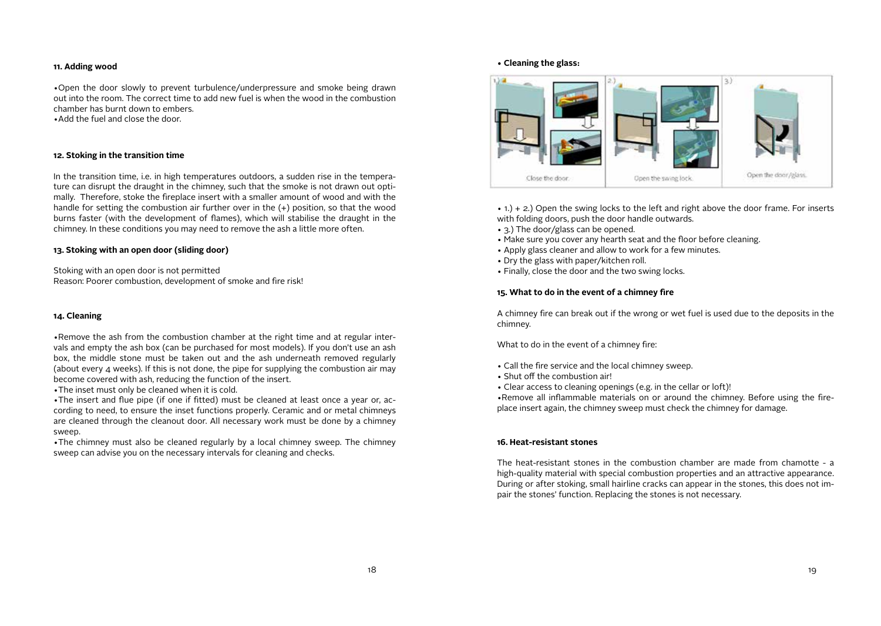#### 11. Adding wood

- Open the door slowly to prevent turbulence/underpressure and smoke being drawn out into the room. The correct time to add new fuel is when the wood in the combustion chamber has burnt down to embers.
- Add the fuel and close the door.

#### 12. Stoking in the transition time

In the transition time, i.e. in high temperatures outdoors, a sudden rise in the temperature can disrupt the draught in the chimney, such that the smoke is not drawn out optimally. Therefore, stoke the fireplace insert with a smaller amount of wood and with the handle for setting the combustion air further over in the (+) position, so that the wood burns faster (with the development of flames), which will stabilise the draught in the chimney. In these conditions you may need to remove the ash a little more often.

#### 13. Stoking with an open door (sliding door)

Stoking with an open door is not permitted
Reason: Poorer combustion, development of smoke and fire risk!

#### 14. Cleaning

- Remove the ash from the combustion chamber at the right time and at regular intervals and empty the ash box (can be purchased for most models). If you don't use an ash box, the middle stone must be taken out and the ash underneath removed regularly (about every 4 weeks). If this is not done, the pipe for supplying the combustion air may become covered with ash, reducing the function of the insert.
- The inset must only be cleaned when it is cold.
- The insert and flue pipe (if one if fitted) must be cleaned at least once a year or, according to need, to ensure the inset functions properly. Ceramic and or metal chimneys are cleaned through the cleanout door. All necessary work must be done by a chimney sweep.
- The chimney must also be cleaned regularly by a local chimney sweep. The chimney sweep can advise you on the necessary intervals for cleaning and checks.

- **Cleaning the glass:**

1.) Close the door. 2.) Open the swing lock. 3.) Open the door/glass.

- 1.) + 2.) Open the swing locks to the left and right above the door frame. For inserts with folding doors, push the door handle outwards.
- 3.) The door/glass can be opened.
- Make sure you cover any hearth seat and the floor before cleaning.
- Apply glass cleaner and allow to work for a few minutes.
- Dry the glass with paper/kitchen roll.
- Finally, close the door and the two swing locks.

#### 15. What to do in the event of a chimney fire

A chimney fire can break out if the wrong or wet fuel is used due to the deposits in the chimney.

What to do in the event of a chimney fire:

- Call the fire service and the local chimney sweep.
- Shut off the combustion air!
- Clear access to cleaning openings (e.g. in the cellar or loft)!
- Remove all inflammable materials on or around the chimney. Before using the fireplace insert again, the chimney sweep must check the chimney for damage.

#### 16. Heat-resistant stones

The heat-resistant stones in the combustion chamber are made from chamotte - a high-quality material with special combustion properties and an attractive appearance. During or after stoking, small hairline cracks can appear in the stones, this does not impair the stones' function. Replacing the stones is not necessary.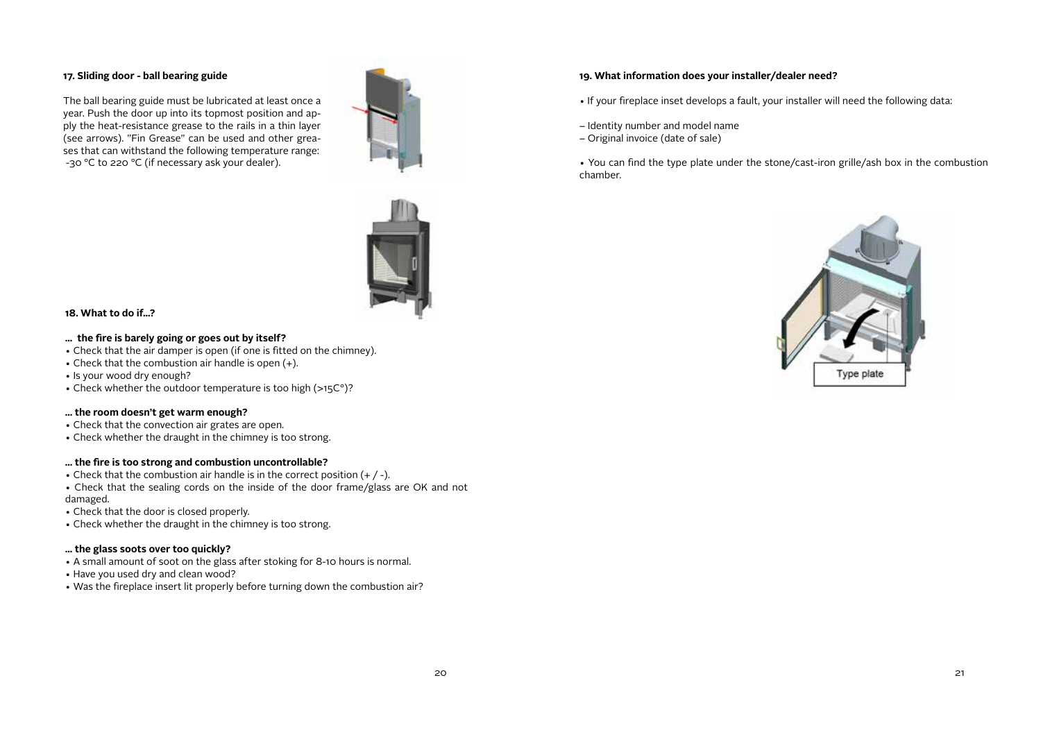### 17. Sliding door - ball bearing guide

The ball bearing guide must be lubricated at least once a year. Push the door up into its topmost position and apply the heat-resistance grease to the rails in a thin layer (see arrows). "Fin Grease" can be used and other greases that can withstand the following temperature range: -30 °C to 220 °C (if necessary ask your dealer).

### 18. What to do if...?

**... the fire is barely going or goes out by itself?**

- Check that the air damper is open (if one is fitted on the chimney).
- Check that the combustion air handle is open (+).
- Is your wood dry enough?
- Check whether the outdoor temperature is too high (>15C°)?

**... the room doesn't get warm enough?**

- Check that the convection air grates are open.
- Check whether the draught in the chimney is too strong.

**... the fire is too strong and combustion uncontrollable?**

- Check that the combustion air handle is in the correct position (+ / -).
- Check that the sealing cords on the inside of the door frame/glass are OK and not damaged.
- Check that the door is closed properly.
- Check whether the draught in the chimney is too strong.

**... the glass soots over too quickly?**

- A small amount of soot on the glass after stoking for 8-10 hours is normal.
- Have you used dry and clean wood?
- Was the fireplace insert lit properly before turning down the combustion air?

### 19. What information does your installer/dealer need?

- If your fireplace inset develops a fault, your installer will need the following data:

– Identity number and model name
– Original invoice (date of sale)

- You can find the type plate under the stone/cast-iron grille/ash box in the combustion chamber.

Type plate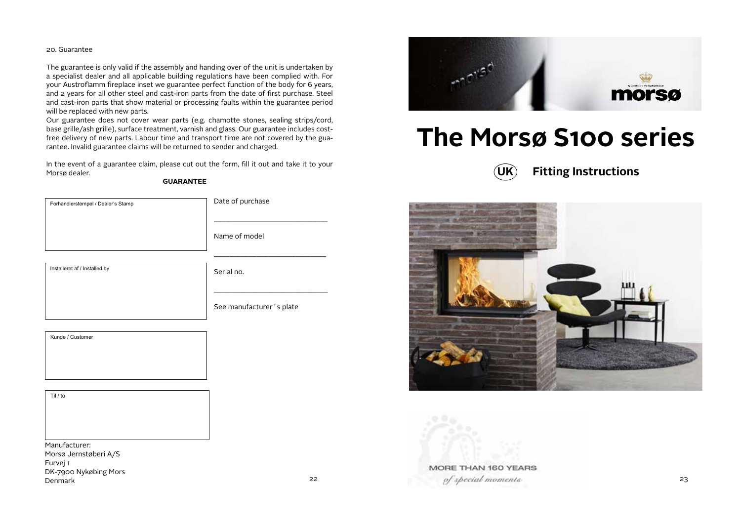20. Guarantee

The guarantee is only valid if the assembly and handing over of the unit is undertaken by a specialist dealer and all applicable building regulations have been complied with. For your Austroflamm fireplace inset we guarantee perfect function of the body for 6 years, and 2 years for all other steel and cast-iron parts from the date of first purchase. Steel and cast-iron parts that show material or processing faults within the guarantee period will be replaced with new parts.
Our guarantee does not cover wear parts (e.g. chamotte stones, sealing strips/cord, base grille/ash grille), surface treatment, varnish and glass. Our guarantee includes cost-free delivery of new parts. Labour time and transport time are not covered by the guarantee. Invalid guarantee claims will be returned to sender and charged.

In the event of a guarantee claim, please cut out the form, fill it out and take it to your Morsø dealer.

**GUARANTEE**

Forhandlerstempel / Dealer's Stamp

Date of purchase

______________________________

Name of model

______________________________

Installeret af / Installed by

Serial no.

______________________________

See manufacturer´s plate

Kunde / Customer

Til / to

Manufacturer:
Morsø Jernstøberi A/S
Furvej 1
DK-7900 Nykøbing Mors
Denmark

morsø

# The Morsø S100 series

## UK Fitting Instructions

MORE THAN 160 YEARS
*of special moments*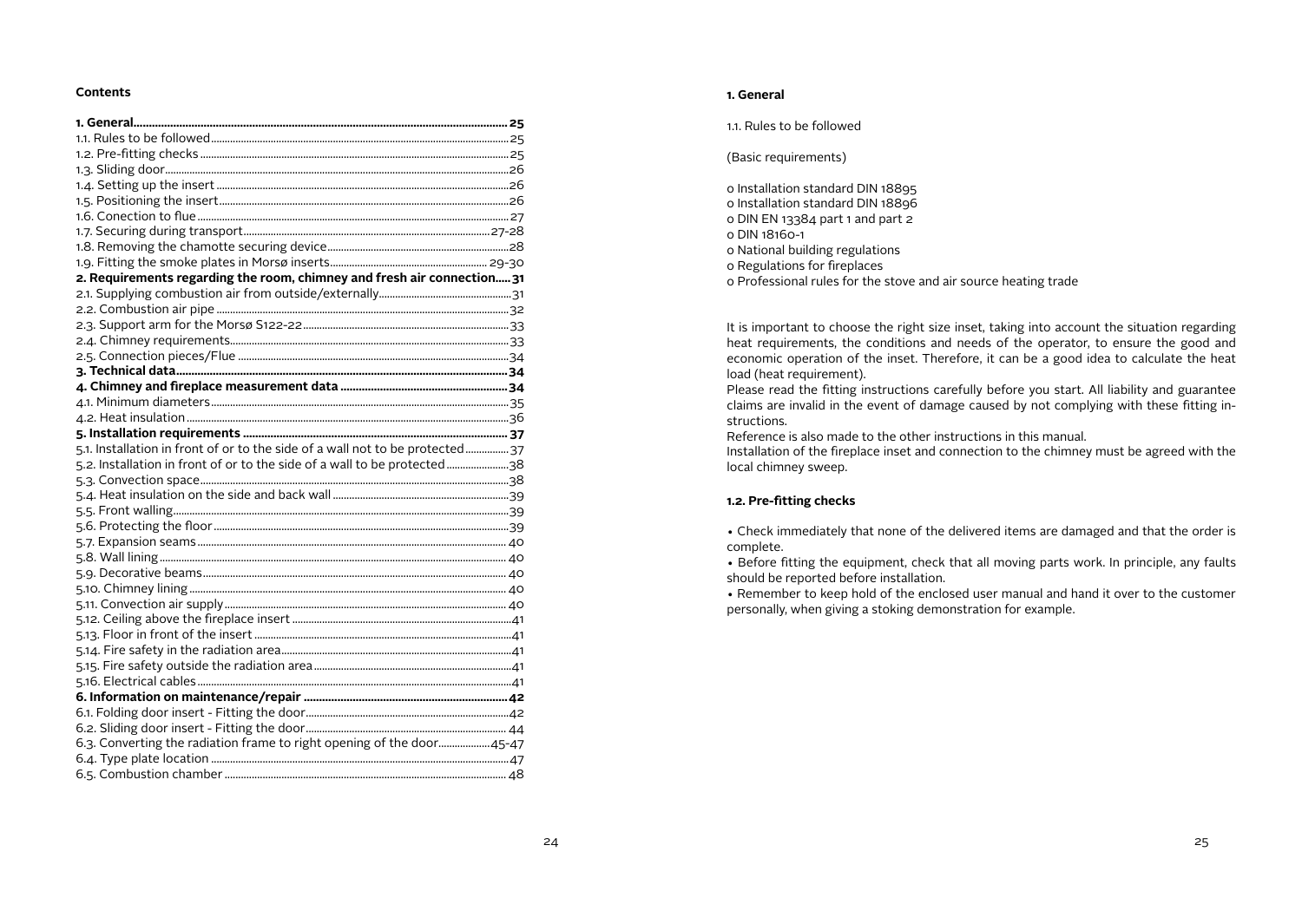## Contents

| | |
|---|---|
| **1. General** | **25** |
| 1.1. Rules to be followed | 25 |
| 1.2. Pre-fitting checks | 25 |
| 1.3. Sliding door | 26 |
| 1.4. Setting up the insert | 26 |
| 1.5. Positioning the insert | 26 |
| 1.6. Conection to flue | 27 |
| 1.7. Securing during transport | 27-28 |
| 1.8. Removing the chamotte securing device | 28 |
| 1.9. Fitting the smoke plates in Morsø inserts | 29-30 |
| **2. Requirements regarding the room, chimney and fresh air connection** | **31** |
| 2.1. Supplying combustion air from outside/externally | 31 |
| 2.2. Combustion air pipe | 32 |
| 2.3. Support arm for the Morsø S122-22 | 33 |
| 2.4. Chimney requirements | 33 |
| 2.5. Connection pieces/Flue | 34 |
| **3. Technical data** | **34** |
| **4. Chimney and fireplace measurement data** | **34** |
| 4.1. Minimum diameters | 35 |
| 4.2. Heat insulation | 36 |
| **5. Installation requirements** | **37** |
| 5.1. Installation in front of or to the side of a wall not to be protected | 37 |
| 5.2. Installation in front of or to the side of a wall to be protected | 38 |
| 5.3. Convection space | 38 |
| 5.4. Heat insulation on the side and back wall | 39 |
| 5.5. Front walling | 39 |
| 5.6. Protecting the floor | 39 |
| 5.7. Expansion seams | 40 |
| 5.8. Wall lining | 40 |
| 5.9. Decorative beams | 40 |
| 5.10. Chimney lining | 40 |
| 5.11. Convection air supply | 40 |
| 5.12. Ceiling above the fireplace insert | 41 |
| 5.13. Floor in front of the insert | 41 |
| 5.14. Fire safety in the radiation area | 41 |
| 5.15. Fire safety outside the radiation area | 41 |
| 5.16. Electrical cables | 41 |
| **6. Information on maintenance/repair** | **42** |
| 6.1. Folding door insert - Fitting the door | 42 |
| 6.2. Sliding door insert - Fitting the door | 44 |
| 6.3. Converting the radiation frame to right opening of the door | 45-47 |
| 6.4. Type plate location | 47 |
| 6.5. Combustion chamber | 48 |

## 1. General

1.1. Rules to be followed

(Basic requirements)

- o Installation standard DIN 18895
- o Installation standard DIN 18896
- o DIN EN 13384 part 1 and part 2
- o DIN 18160-1
- o National building regulations
- o Regulations for fireplaces
- o Professional rules for the stove and air source heating trade

It is important to choose the right size inset, taking into account the situation regarding heat requirements, the conditions and needs of the operator, to ensure the good and economic operation of the inset. Therefore, it can be a good idea to calculate the heat load (heat requirement).

Please read the fitting instructions carefully before you start. All liability and guarantee claims are invalid in the event of damage caused by not complying with these fitting instructions.

Reference is also made to the other instructions in this manual.

Installation of the fireplace inset and connection to the chimney must be agreed with the local chimney sweep.

### 1.2. Pre-fitting checks

- Check immediately that none of the delivered items are damaged and that the order is complete.
- Before fitting the equipment, check that all moving parts work. In principle, any faults should be reported before installation.
- Remember to keep hold of the enclosed user manual and hand it over to the customer personally, when giving a stoking demonstration for example.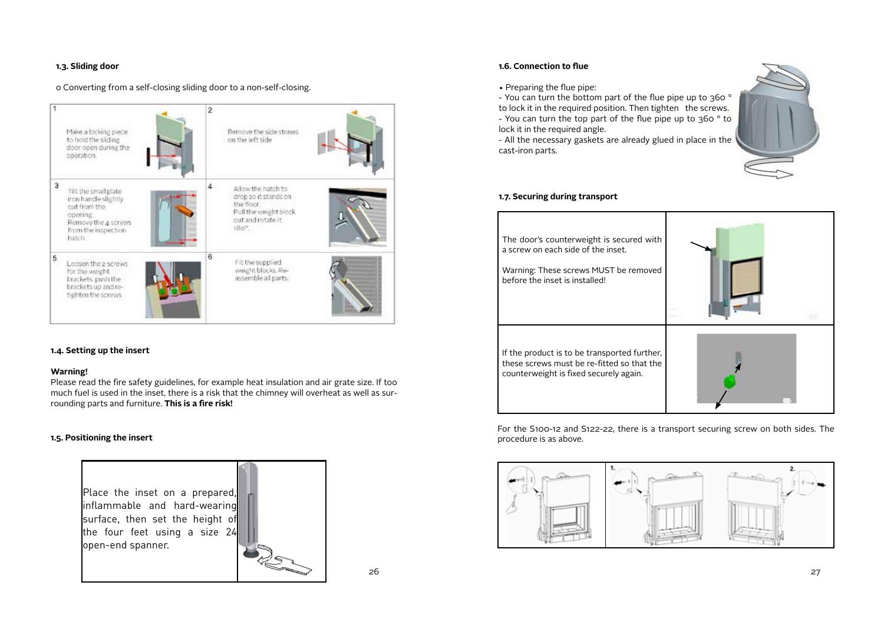### 1.3. Sliding door

o Converting from a self-closing sliding door to a non-self-closing.

| | |
|---|---|
| 1 Make a locking piece to hold the sliding door open during the operation. | 2 Remove the side stones on the left side |
| 3 Tilt the small plate iron handle slightly out from the opening. Remove the 4 screws from the inspection hatch. | 4 Allow the hatch to drop so it stands on the floor. Pull the weight block out and rotate it 180°. |
| 5 Loosen the 2 screws for the weight brackets, push the brackets up and re-tighten the screws | 6 Fit the supplied weight blocks. Re-assemble all parts. |

### 1.4. Setting up the insert

**Warning!**
Please read the fire safety guidelines, for example heat insulation and air grate size. If too much fuel is used in the inset, there is a risk that the chimney will overheat as well as surrounding parts and furniture. **This is a fire risk!**

### 1.5. Positioning the insert

Place the inset on a prepared, inflammable and hard-wearing surface, then set the height of the four feet using a size 24 open-end spanner.

### 1.6. Connection to flue

• Preparing the flue pipe:
- You can turn the bottom part of the flue pipe up to 360 ° to lock it in the required position. Then tighten the screws.
- You can turn the top part of the flue pipe up to 360 ° to lock it in the required angle.
- All the necessary gaskets are already glued in place in the cast-iron parts.

### 1.7. Securing during transport

| | |
|---|---|
| The door's counterweight is secured with a screw on each side of the inset.<br><br>Warning: These screws MUST be removed before the inset is installed! | |
| If the product is to be transported further, these screws must be re-fitted so that the counterweight is fixed securely again. | |

For the S100-12 and S122-22, there is a transport securing screw on both sides. The procedure is as above.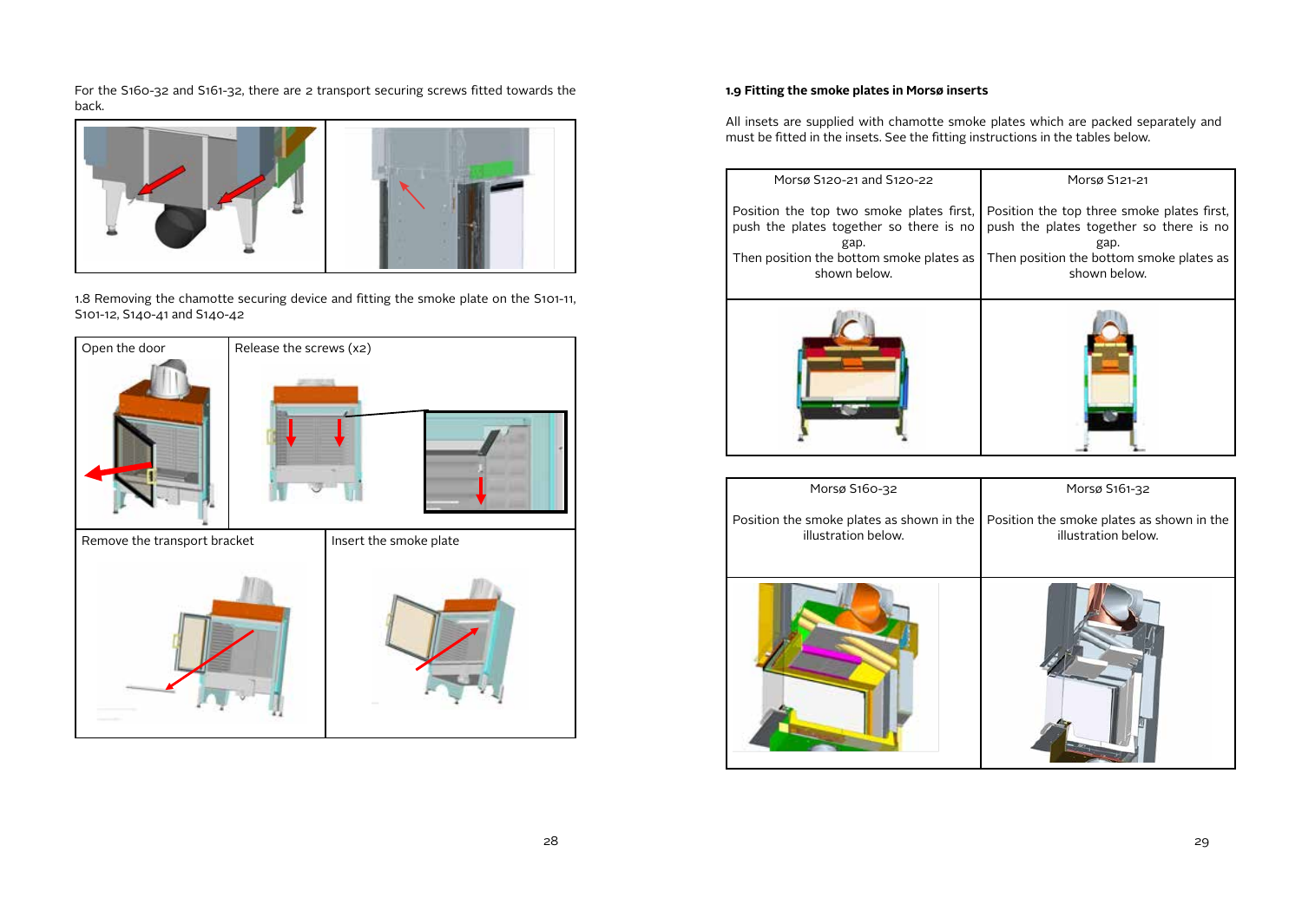For the S160-32 and S161-32, there are 2 transport securing screws fitted towards the back.

1.8 Removing the chamotte securing device and fitting the smoke plate on the S101-11, S101-12, S140-41 and S140-42

| Open the door | Release the screws (x2) |
|---|---|
| Remove the transport bracket | Insert the smoke plate |

### 1.9 Fitting the smoke plates in Morsø inserts

All insets are supplied with chamotte smoke plates which are packed separately and must be fitted in the insets. See the fitting instructions in the tables below.

| Morsø S120-21 and S120-22 | Morsø S121-21 |
|---|---|
| Position the top two smoke plates first, push the plates together so there is no gap. Then position the bottom smoke plates as shown below. | Position the top three smoke plates first, push the plates together so there is no gap. Then position the bottom smoke plates as shown below. |

| Morsø S160-32 | Morsø S161-32 |
|---|---|
| Position the smoke plates as shown in the illustration below. | Position the smoke plates as shown in the illustration below. |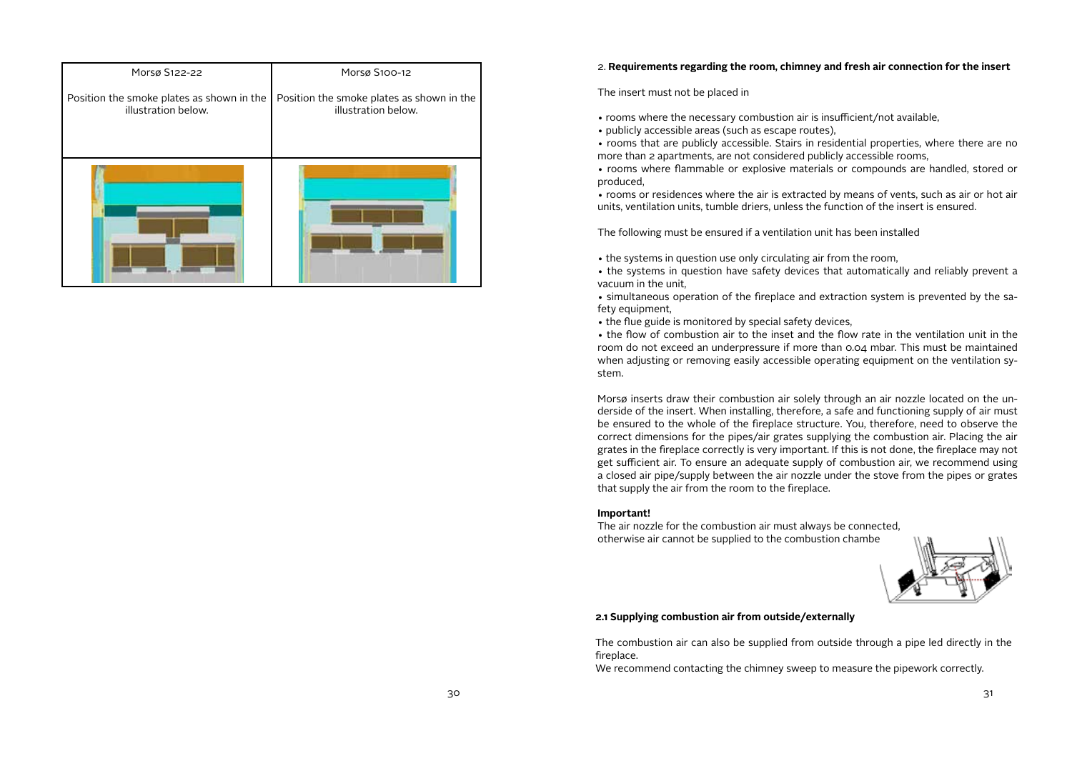| Morsø S122-22 | Morsø S100-12 |
| --- | --- |
| Position the smoke plates as shown in the illustration below. | Position the smoke plates as shown in the illustration below. |

## 2. Requirements regarding the room, chimney and fresh air connection for the insert

The insert must not be placed in

- rooms where the necessary combustion air is insufficient/not available,
- publicly accessible areas (such as escape routes),
- rooms that are publicly accessible. Stairs in residential properties, where there are no more than 2 apartments, are not considered publicly accessible rooms,
- rooms where flammable or explosive materials or compounds are handled, stored or produced,
- rooms or residences where the air is extracted by means of vents, such as air or hot air units, ventilation units, tumble driers, unless the function of the insert is ensured.

The following must be ensured if a ventilation unit has been installed

- the systems in question use only circulating air from the room,
- the systems in question have safety devices that automatically and reliably prevent a vacuum in the unit,
- simultaneous operation of the fireplace and extraction system is prevented by the safety equipment,
- the flue guide is monitored by special safety devices,
- the flow of combustion air to the inset and the flow rate in the ventilation unit in the room do not exceed an underpressure if more than 0.04 mbar. This must be maintained when adjusting or removing easily accessible operating equipment on the ventilation system.

Morsø inserts draw their combustion air solely through an air nozzle located on the underside of the insert. When installing, therefore, a safe and functioning supply of air must be ensured to the whole of the fireplace structure. You, therefore, need to observe the correct dimensions for the pipes/air grates supplying the combustion air. Placing the air grates in the fireplace correctly is very important. If this is not done, the fireplace may not get sufficient air. To ensure an adequate supply of combustion air, we recommend using a closed air pipe/supply between the air nozzle under the stove from the pipes or grates that supply the air from the room to the fireplace.

**Important!**
The air nozzle for the combustion air must always be connected, otherwise air cannot be supplied to the combustion chambe

### 2.1 Supplying combustion air from outside/externally

The combustion air can also be supplied from outside through a pipe led directly in the fireplace.
We recommend contacting the chimney sweep to measure the pipework correctly.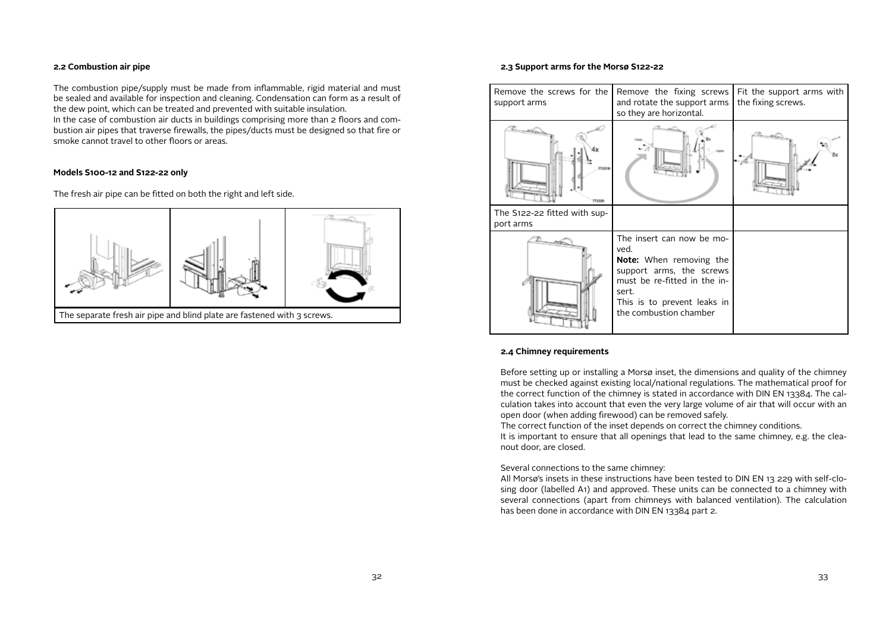### 2.2 Combustion air pipe

The combustion pipe/supply must be made from inflammable, rigid material and must be sealed and available for inspection and cleaning. Condensation can form as a result of the dew point, which can be treated and prevented with suitable insulation.
In the case of combustion air ducts in buildings comprising more than 2 floors and combustion air pipes that traverse firewalls, the pipes/ducts must be designed so that fire or smoke cannot travel to other floors or areas.

#### Models S100-12 and S122-22 only

The fresh air pipe can be fitted on both the right and left side.

The separate fresh air pipe and blind plate are fastened with 3 screws.

### 2.3 Support arms for the Morsø S122-22

| Remove the screws for the support arms | Remove the fixing screws and rotate the support arms so they are horizontal. | Fit the support arms with the fixing screws. |
|---|---|---|
| | | |
| The S122-22 fitted with support arms | | |
| | The insert can now be moved. **Note:** When removing the support arms, the screws must be re-fitted in the insert. This is to prevent leaks in the combustion chamber | |

### 2.4 Chimney requirements

Before setting up or installing a Morsø inset, the dimensions and quality of the chimney must be checked against existing local/national regulations. The mathematical proof for the correct function of the chimney is stated in accordance with DIN EN 13384. The calculation takes into account that even the very large volume of air that will occur with an open door (when adding firewood) can be removed safely.
The correct function of the inset depends on correct the chimney conditions.
It is important to ensure that all openings that lead to the same chimney, e.g. the cleanout door, are closed.

Several connections to the same chimney:
All Morsø's insets in these instructions have been tested to DIN EN 13 229 with self-closing door (labelled A1) and approved. These units can be connected to a chimney with several connections (apart from chimneys with balanced ventilation). The calculation has been done in accordance with DIN EN 13384 part 2.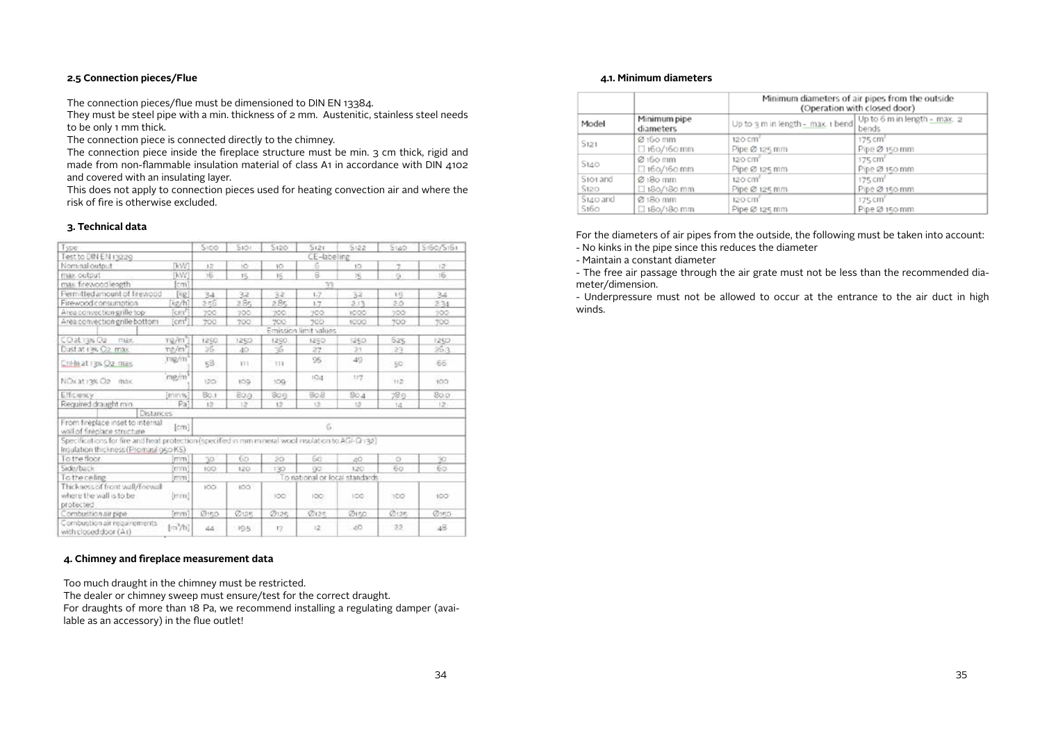## 2.5 Connection pieces/Flue

The connection pieces/flue must be dimensioned to DIN EN 13384.
They must be steel pipe with a min. thickness of 2 mm. Austenitic, stainless steel needs to be only 1 mm thick.
The connection piece is connected directly to the chimney.
The connection piece inside the fireplace structure must be min. 3 cm thick, rigid and made from non-flammable insulation material of class A1 in accordance with DIN 4102 and covered with an insulating layer.
This does not apply to connection pieces used for heating convection air and where the risk of fire is otherwise excluded.

## 3. Technical data

| Type | | S100 | S101 | S120 | S121 | S122 | S140 | S160/S161 |
|---|---|---|---|---|---|---|---|---|
| Test to DIN EN 13229 | | CE-labeling | | | | | | |
| Nominal output | [kW] | 12 | 10 | 10 | 6 | 10 | 7 | 12 |
| max. output | [kW] | 16 | 15 | 15 | 8 | 15 | 9 | 16 |
| max. firewood length | [cm] | 33 | | | | | | |
| Permitted amount of firewood | [kg] | 3.4 | 3.2 | 3.2 | 1.7 | 3.2 | 1.9 | 3.4 |
| Firewood consumption | [kg/h] | 2.56 | 2.85 | 2.85 | 1.7 | 2.13 | 2.0 | 2.34 |
| Area convection grille top | [cm²] | 700 | 700 | 700 | 700 | 1000 | 700 | 700 |
| Area convection grille bottom | [cm²] | 700 | 700 | 700 | 700 | 1000 | 700 | 700 |
| | | Emission limit values | | | | | | |
| CO at 13% O2 max. | mg/m³ | 1250 | 1250 | 1250 | 1250 | 1250 | 625 | 1250 |
| Dust at 13% O2 max. | mg/m³ | 26 | 40 | 36 | 27 | 21 | 23 | 26.3 |
| CnHn at 13% O2 max. | mg/m³ | 58 | 111 | 111 | 95 | 49 | 50 | 66 |
| NOx at 13% O2 max. | mg/m³ | 120 | 109 | 109 | 104 | 117 | 112 | 100 |
| Efficiency | [min.%] | 80.1 | 80.9 | 80.9 | 80.8 | 80.4 | 78.9 | 80.0 |
| Required draught min. | Pa | 12 | 12 | 12 | 12 | 12 | 14 | 12 |
| Distances | | | | | | | | |
| From fireplace inset to internal wall of fireplace structure | [cm] | 6 | | | | | | |
| Specifications for fire and heat protection (specified in mm mineral wool insulation to AGI-Q 132) Insulation thickness (Promasil 950 KS) | | | | | | | | |
| To the floor | [mm] | 30 | 60 | 20 | 60 | 40 | 0 | 30 |
| Side/back | [mm] | 100 | 120 | 130 | 90 | 120 | 60 | 60 |
| To the ceiling | [mm] | To national or local standards | | | | | | |
| Thickness of front wall/firewall where the wall is to be protected | [mm] | 100 | 100 | 100 | 100 | 100 | 100 | 100 |
| Combustion air pipe | [mm] | Ø150 | Ø125 | Ø125 | Ø125 | Ø150 | Ø125 | Ø150 |
| Combustion air requirements with closed door (A1) | [m³/h] | 44 | 19.5 | 17 | 12 | 40 | 22 | 48 |

## 4. Chimney and fireplace measurement data

Too much draught in the chimney must be restricted.
The dealer or chimney sweep must ensure/test for the correct draught.
For draughts of more than 18 Pa, we recommend installing a regulating damper (available as an accessory) in the flue outlet!

### 4.1. Minimum diameters

| Model | Minimum pipe diameters | Minimum diameters of air pipes from the outside (Operation with closed door) | |
|---|---|---|---|
| | | Up to 3 m in length - max. 1 bend | Up to 6 m in length - max. 2 bends |
| S121 | Ø 160 mm<br>□ 160/160 mm | 120 cm²<br>Pipe Ø 125 mm | 175 cm²<br>Pipe Ø 150 mm |
| S140 | Ø 160 mm<br>□ 160/160 mm | 120 cm²<br>Pipe Ø 125 mm | 175 cm²<br>Pipe Ø 150 mm |
| S101 and S120 | Ø 180 mm<br>□ 180/180 mm | 120 cm²<br>Pipe Ø 125 mm | 175 cm²<br>Pipe Ø 150 mm |
| S140 and S160 | Ø 180 mm<br>□ 180/180 mm | 120 cm²<br>Pipe Ø 125 mm | 175 cm²<br>Pipe Ø 150 mm |

For the diameters of air pipes from the outside, the following must be taken into account:
- No kinks in the pipe since this reduces the diameter
- Maintain a constant diameter
- The free air passage through the air grate must not be less than the recommended diameter/dimension.
- Underpressure must not be allowed to occur at the entrance to the air duct in high winds.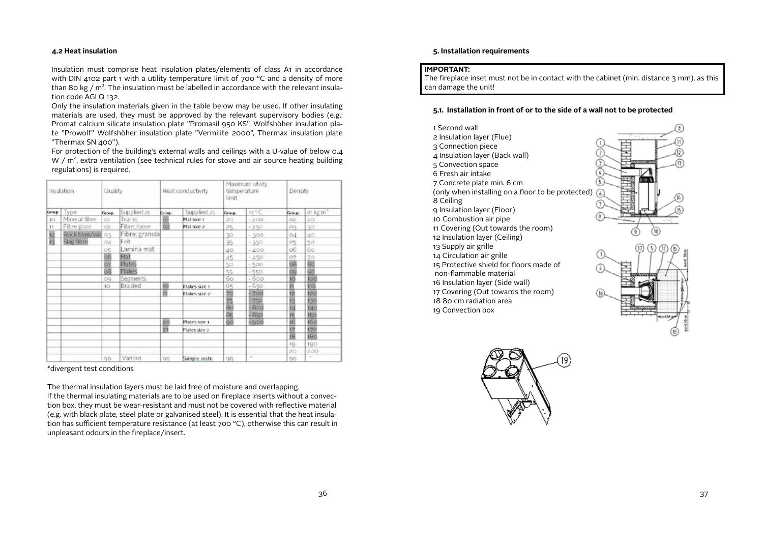#### 4.2 Heat insulation

Insulation must comprise heat insulation plates/elements of class A1 in accordance with DIN 4102 part 1 with a utility temperature limit of 700 °C and a density of more than 80 kg / m³. The insulation must be labelled in accordance with the relevant insulation code AGI Q 132.

Only the insulation materials given in the table below may be used. If other insulating materials are used, they must be approved by the relevant supervisory bodies (e.g.: Promat calcium silicate insulation plate "Promasil 950 KS", Wolfshöher insulation plate "Prowolf" Wolfshöher insulation plate "Vermilite 2000", Thermax insulation plate "Thermax SN 400").

For protection of the building's external walls and ceilings with a U-value of below 0.4 W / m², extra ventilation (see technical rules for stove and air source heating building regulations) is required.

| Insulation | | Quality | | Heat conductivity | | Maximum utility temperature limit | | Density | |
|---|---|---|---|---|---|---|---|---|---|
| Group | Type | Group | Supplied as | Group | Supplied as | Group | in °C | Group | in kg m³ |
| 10 | Mineral fibre | 01 | Tracks | 01 | Mat size 1 | 20 | - 200 | 02 | 20 |
| 11 | Fibre glass | 02 | Fibre, loose | 02 | Mat size 2 | 25 | - 250 | 03 | 30 |
| 12 | Rock fibre/wo | 03 | Fibre, granula | | | 30 | - 300 | 04 | 40 |
| 13 | Slag fibre | 04 | Felt | | | 35 | - 350 | 05 | 50 |
| | | 05 | Lamina mat | | | 40 | - 400 | 06 | 60 |
| | | 06 | Mat | | | 45 | - 450 | 07 | 70 |
| | | 07 | Plates | | | 50 | - 500 | 08 | 80 |
| | | 08 | Flakes | | | 55 | - 550 | 09 | 90 |
| | | 09 | Segments | | | 60 | - 600 | 10 | 100 |
| | | 10 | Braided | 10 | Flakes size 1 | 65 | - 650 | 11 | 110 |
| | | | | 11 | Flakes size 2 | 70 | - 700 | 12 | 120 |
| | | | | | | 75 | - 750 | 13 | 130 |
| | | | | | | 80 | - 800 | 14 | 140 |
| | | | | | | 85 | - 850 | 15 | 150 |
| | | | | 20 | Plates size 1 | 90 | - 900 | 16 | 160 |
| | | | | 21 | Plates size 2 | | | 17 | 170 |
| | | | | | | | | 18 | 180 |
| | | | | | | | | 19 | 190 |
| | | | | | | | | 20 | 200 |
| | | 99 | Various | 99 | Sample instr. | 99 | * | 99 | * |

*divergent test conditions

The thermal insulation layers must be laid free of moisture and overlapping.

If the thermal insulating materials are to be used on fireplace inserts without a convection box, they must be wear-resistant and must not be covered with reflective material (e.g. with black plate, steel plate or galvanised steel). It is essential that the heat insulation has sufficient temperature resistance (at least 700 °C), otherwise this can result in unpleasant odours in the fireplace/insert.

#### 5. Installation requirements

**IMPORTANT:**
The fireplace inset must not be in contact with the cabinet (min. distance 3 mm), as this can damage the unit!

#### 5.1. Installation in front of or to the side of a wall not to be protected

1 Second wall
2 Insulation layer (Flue)
3 Connection piece
4 Insulation layer (Back wall)
5 Convection space
6 Fresh air intake
7 Concrete plate min. 6 cm
(only when installing on a floor to be protected)
8 Ceiling
9 Insulation layer (Floor)
10 Combustion air pipe
11 Covering (Out towards the room)
12 Insulation layer (Ceiling)
13 Supply air grille
14 Circulation air grille
15 Protective shield for floors made of non-flammable material
16 Insulation layer (Side wall)
17 Covering (Out towards the room)
18 80 cm radiation area
19 Convection box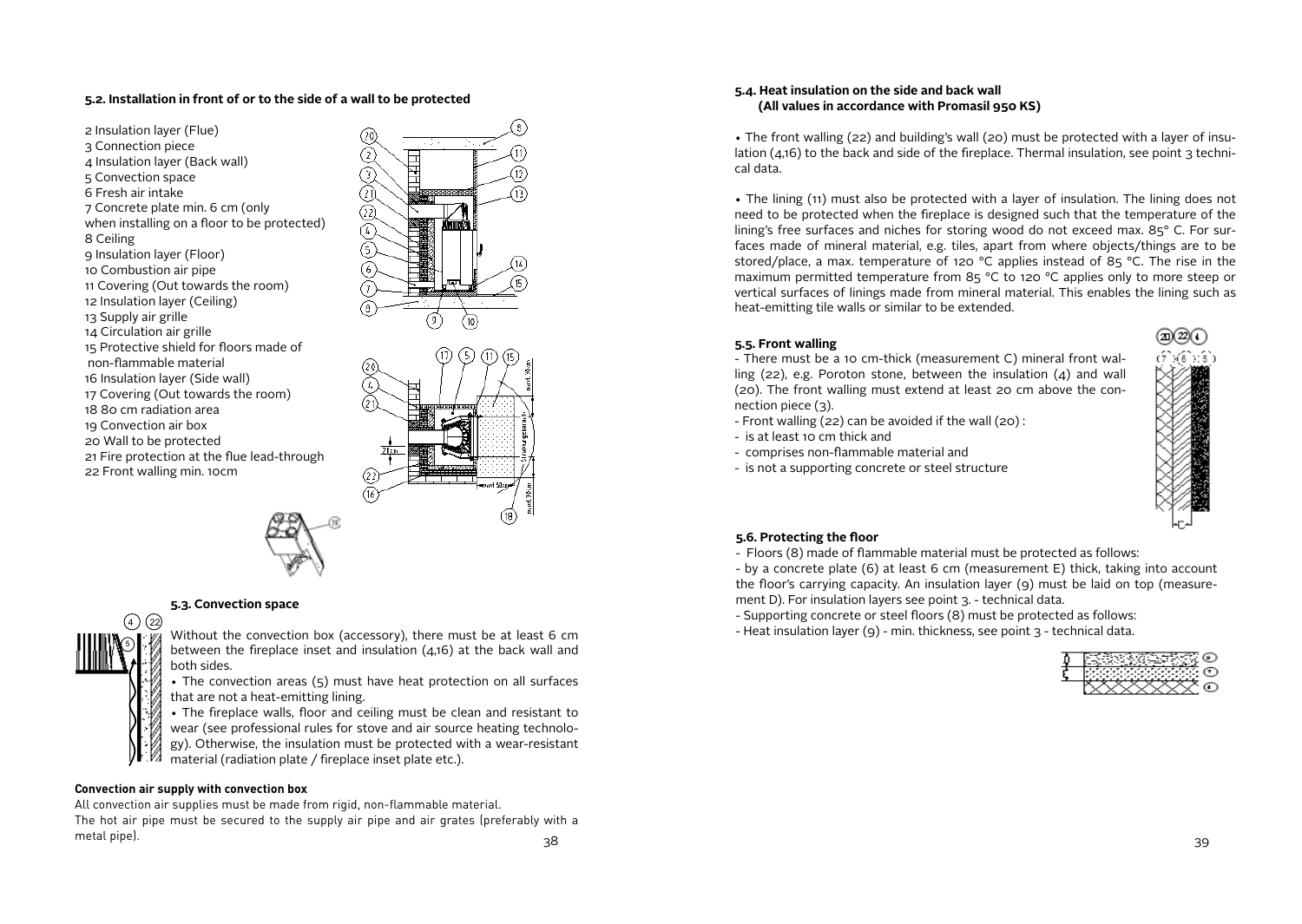## 5.2. Installation in front of or to the side of a wall to be protected

2 Insulation layer (Flue)
3 Connection piece
4 Insulation layer (Back wall)
5 Convection space
6 Fresh air intake
7 Concrete plate min. 6 cm (only when installing on a floor to be protected)
8 Ceiling
9 Insulation layer (Floor)
10 Combustion air pipe
11 Covering (Out towards the room)
12 Insulation layer (Ceiling)
13 Supply air grille
14 Circulation air grille
15 Protective shield for floors made of non-flammable material
16 Insulation layer (Side wall)
17 Covering (Out towards the room)
18 80 cm radiation area
19 Convection air box
20 Wall to be protected
21 Fire protection at the flue lead-through
22 Front walling min. 10cm

## 5.3. Convection space

Without the convection box (accessory), there must be at least 6 cm between the fireplace inset and insulation (4,16) at the back wall and both sides.

- The convection areas (5) must have heat protection on all surfaces that are not a heat-emitting lining.
- The fireplace walls, floor and ceiling must be clean and resistant to wear (see professional rules for stove and air source heating technology). Otherwise, the insulation must be protected with a wear-resistant material (radiation plate / fireplace inset plate etc.).

**Convection air supply with convection box**

All convection air supplies must be made from rigid, non-flammable material.
The hot air pipe must be secured to the supply air pipe and air grates (preferably with a metal pipe).

## 5.4. Heat insulation on the side and back wall (All values in accordance with Promasil 950 KS)

- The front walling (22) and building's wall (20) must be protected with a layer of insulation (4,16) to the back and side of the fireplace. Thermal insulation, see point 3 technical data.

- The lining (11) must also be protected with a layer of insulation. The lining does not need to be protected when the fireplace is designed such that the temperature of the lining's free surfaces and niches for storing wood do not exceed max. 85° C. For surfaces made of mineral material, e.g. tiles, apart from where objects/things are to be stored/place, a max. temperature of 120 °C applies instead of 85 °C. The rise in the maximum permitted temperature from 85 °C to 120 °C applies only to more steep or vertical surfaces of linings made from mineral material. This enables the lining such as heat-emitting tile walls or similar to be extended.

## 5.5. Front walling

- There must be a 10 cm-thick (measurement C) mineral front walling (22), e.g. Poroton stone, between the insulation (4) and wall (20). The front walling must extend at least 20 cm above the connection piece (3).
- Front walling (22) can be avoided if the wall (20) :
- is at least 10 cm thick and
- comprises non-flammable material and
- is not a supporting concrete or steel structure

## 5.6. Protecting the floor

- Floors (8) made of flammable material must be protected as follows:
- by a concrete plate (6) at least 6 cm (measurement E) thick, taking into account the floor's carrying capacity. An insulation layer (9) must be laid on top (measurement D). For insulation layers see point 3. - technical data.
- Supporting concrete or steel floors (8) must be protected as follows:
- Heat insulation layer (9) - min. thickness, see point 3 - technical data.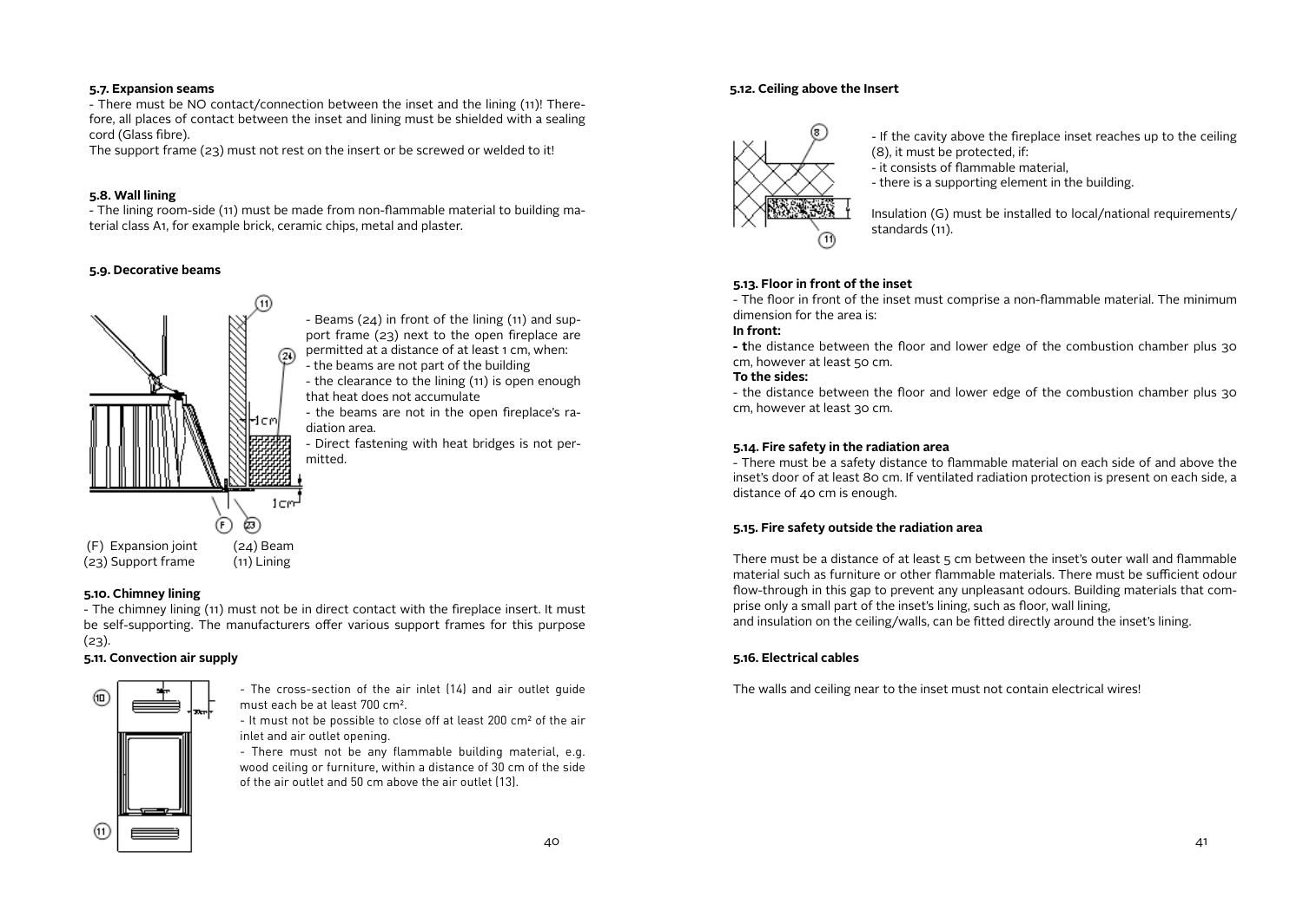**5.7. Expansion seams**

- There must be NO contact/connection between the inset and the lining (11)! Therefore, all places of contact between the inset and lining must be shielded with a sealing cord (Glass fibre).

The support frame (23) must not rest on the insert or be screwed or welded to it!

**5.8. Wall lining**

- The lining room-side (11) must be made from non-flammable material to building material class A1, for example brick, ceramic chips, metal and plaster.

**5.9. Decorative beams**

- Beams (24) in front of the lining (11) and support frame (23) next to the open fireplace are permitted at a distance of at least 1 cm, when:
- the beams are not part of the building
- the clearance to the lining (11) is open enough that heat does not accumulate
- the beams are not in the open fireplace's radiation area.
- Direct fastening with heat bridges is not permitted.

(F) Expansion joint (24) Beam
(23) Support frame (11) Lining

**5.10. Chimney lining**

- The chimney lining (11) must not be in direct contact with the fireplace insert. It must be self-supporting. The manufacturers offer various support frames for this purpose (23).

**5.11. Convection air supply**

- The cross-section of the air inlet (14) and air outlet guide must each be at least 700 cm².
- It must not be possible to close off at least 200 cm² of the air inlet and air outlet opening.
- There must not be any flammable building material, e.g. wood ceiling or furniture, within a distance of 30 cm of the side of the air outlet and 50 cm above the air outlet (13).

**5.12. Ceiling above the Insert**

- If the cavity above the fireplace inset reaches up to the ceiling (8), it must be protected, if:
- it consists of flammable material,
- there is a supporting element in the building.

Insulation (G) must be installed to local/national requirements/ standards (11).

**5.13. Floor in front of the inset**

- The floor in front of the inset must comprise a non-flammable material. The minimum dimension for the area is:

**In front:**

- the distance between the floor and lower edge of the combustion chamber plus 30 cm, however at least 50 cm.

**To the sides:**

- the distance between the floor and lower edge of the combustion chamber plus 30 cm, however at least 30 cm.

**5.14. Fire safety in the radiation area**

- There must be a safety distance to flammable material on each side of and above the inset's door of at least 80 cm. If ventilated radiation protection is present on each side, a distance of 40 cm is enough.

**5.15. Fire safety outside the radiation area**

There must be a distance of at least 5 cm between the inset's outer wall and flammable material such as furniture or other flammable materials. There must be sufficient odour flow-through in this gap to prevent any unpleasant odours. Building materials that comprise only a small part of the inset's lining, such as floor, wall lining,
and insulation on the ceiling/walls, can be fitted directly around the inset's lining.

**5.16. Electrical cables**

The walls and ceiling near to the inset must not contain electrical wires!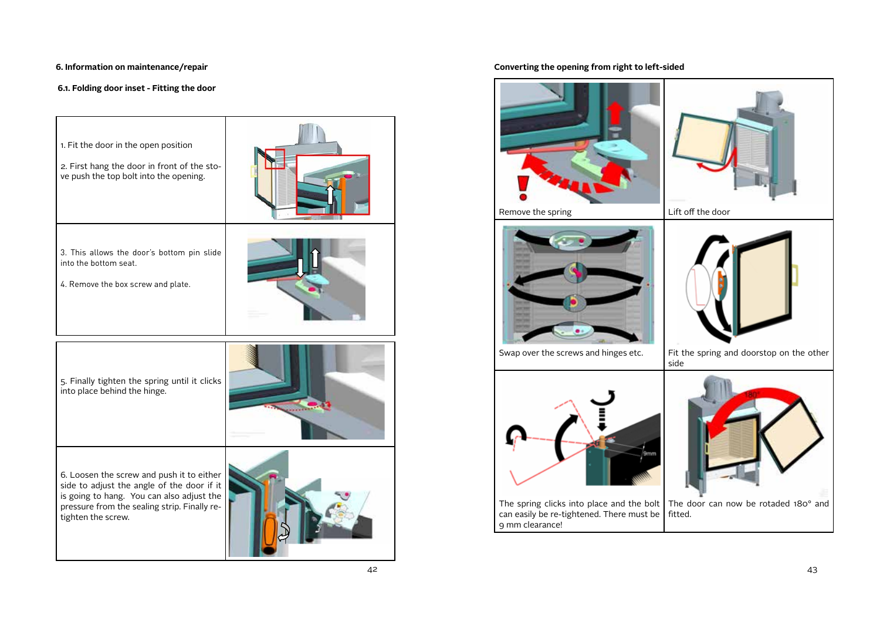## 6. Information on maintenance/repair

### 6.1. Folding door inset - Fitting the door

| | |
|---|---|
| 1. Fit the door in the open position<br><br>2. First hang the door in front of the stove push the top bolt into the opening. | |
| 3. This allows the door's bottom pin slide into the bottom seat.<br><br>4. Remove the box screw and plate. | |
| 5. Finally tighten the spring until it clicks into place behind the hinge. | |
| 6. Loosen the screw and push it to either side to adjust the angle of the door if it is going to hang. You can also adjust the pressure from the sealing strip. Finally re-tighten the screw. | |

### Converting the opening from right to left-sided

| | |
|---|---|
| Remove the spring | Lift off the door |
| Swap over the screws and hinges etc. | Fit the spring and doorstop on the other side |
| The spring clicks into place and the bolt can easily be re-tightened. There must be 9 mm clearance! | The door can now be rotaded 180° and fitted. |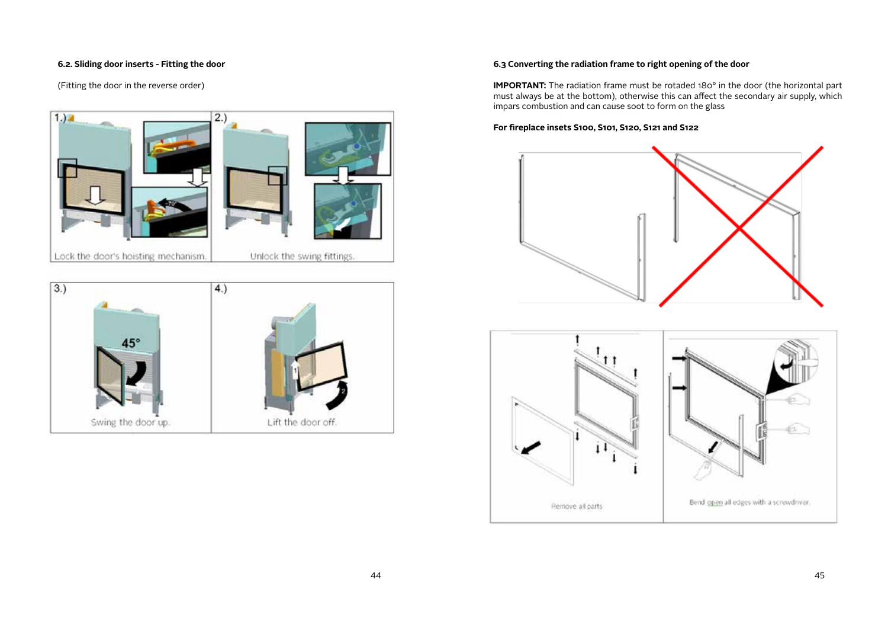### 6.2. Sliding door inserts - Fitting the door

(Fitting the door in the reverse order)

1.) Lock the door's hoisting mechanism.

2.) Unlock the swing fittings.

3.) Swing the door up.

4.) Lift the door off.

### 6.3 Converting the radiation frame to right opening of the door

**IMPORTANT:** The radiation frame must be rotaded 180° in the door (the horizontal part must always be at the bottom), otherwise this can affect the secondary air supply, which impars combustion and can cause soot to form on the glass

**For fireplace insets S100, S101, S120, S121 and S122**

Remove all parts

Bend open all edges with a screwdriver.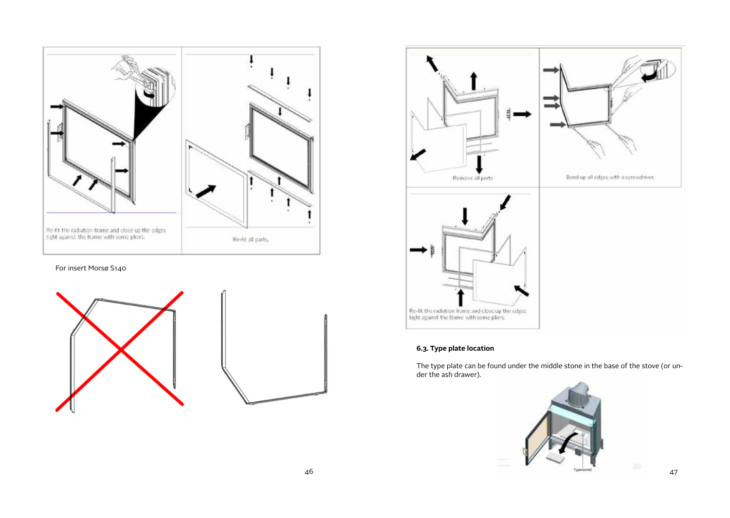Re-fit the radiation frame and close up the edges tight against the frame with some pliers.

Re-fit all parts.

For insert Morsø S140

Remove all parts

Bend up all edges with a screwdriver.

Re-fit the radiation frame and close up the edges tight against the frame with some pliers.

**6.3. Type plate location**

The type plate can be found under the middle stone in the base of the stove (or under the ash drawer).

Typenschild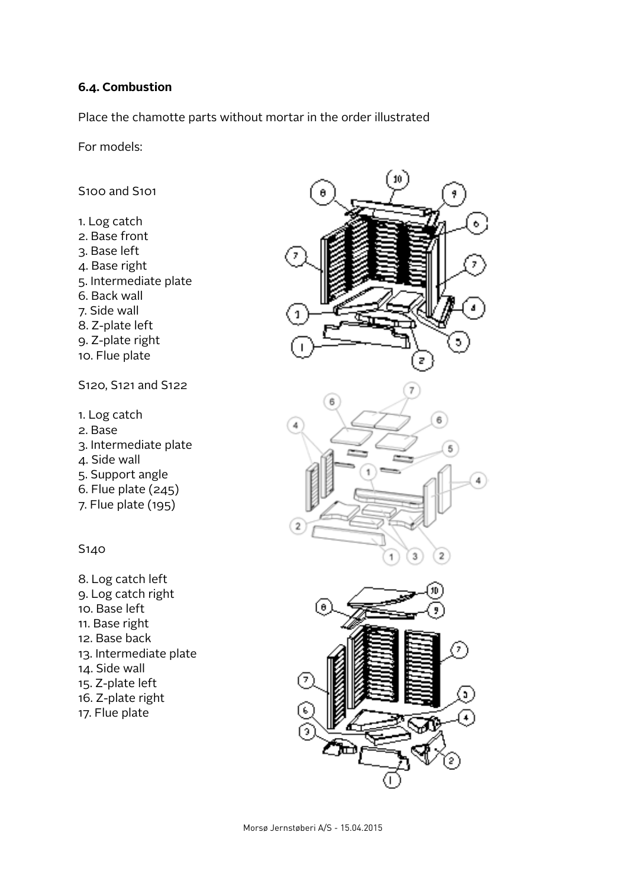### 6.4. Combustion

Place the chamotte parts without mortar in the order illustrated

For models:

S100 and S101

1. Log catch
2. Base front
3. Base left
4. Base right
5. Intermediate plate
6. Back wall
7. Side wall
8. Z-plate left
9. Z-plate right
10. Flue plate

S120, S121 and S122

1. Log catch
2. Base
3. Intermediate plate
4. Side wall
5. Support angle
6. Flue plate (245)
7. Flue plate (195)

S140

8. Log catch left
9. Log catch right
10. Base left
11. Base right
12. Base back
13. Intermediate plate
14. Side wall
15. Z-plate left
16. Z-plate right
17. Flue plate